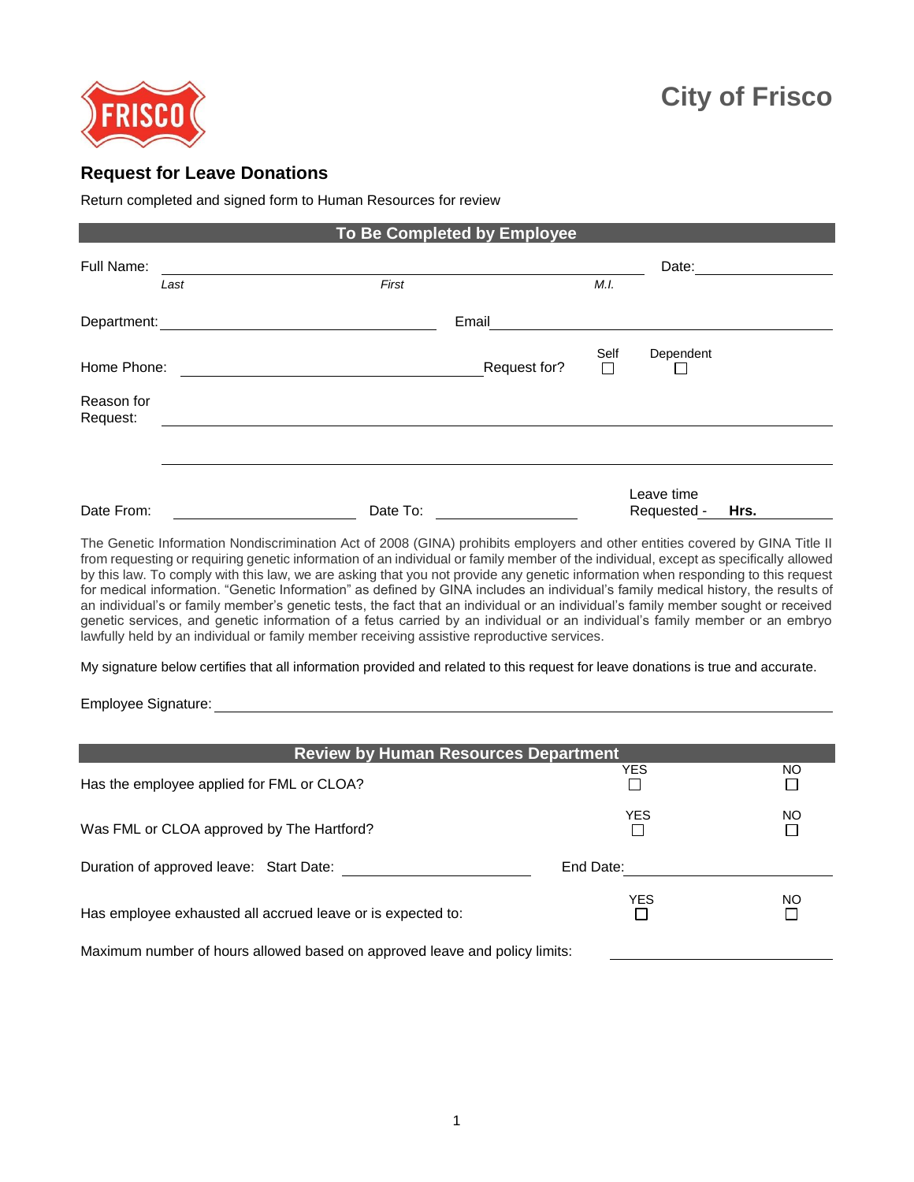# City of Frisco

## Request for Leave Donations

Return completed and signed form to Human Resources for review

### To Be Completed by Employee

Full Name: ______________________________________________ Date: ______________
*Last* *First* *M.I.*

Department: ______________________________ Email ______________________________

Home Phone: ______________________________ Request for? Self ☐ Dependent ☐

Reason for Request: ____________________________________________________________

________________________________________________________________________________

Date From: ______________ Date To: ______________ Leave time Requested - ______ **Hrs.**

The Genetic Information Nondiscrimination Act of 2008 (GINA) prohibits employers and other entities covered by GINA Title II from requesting or requiring genetic information of an individual or family member of the individual, except as specifically allowed by this law. To comply with this law, we are asking that you not provide any genetic information when responding to this request for medical information. "Genetic Information" as defined by GINA includes an individual's family medical history, the results of an individual's or family member's genetic tests, the fact that an individual or an individual's family member sought or received genetic services, and genetic information of a fetus carried by an individual or an individual's family member or an embryo lawfully held by an individual or family member receiving assistive reproductive services.

My signature below certifies that all information provided and related to this request for leave donations is true and accurate.

Employee Signature: ____________________________________________________________

### Review by Human Resources Department

| | YES | NO |
|---|---|---|
| Has the employee applied for FML or CLOA? | ☐ | ☐ |
| Was FML or CLOA approved by The Hartford? | ☐ | ☐ |

Duration of approved leave: Start Date: ______________ End Date: ______________

| | YES | NO |
|---|---|---|
| Has employee exhausted all accrued leave or is expected to: | ☐ | ☐ |

Maximum number of hours allowed based on approved leave and policy limits: ______________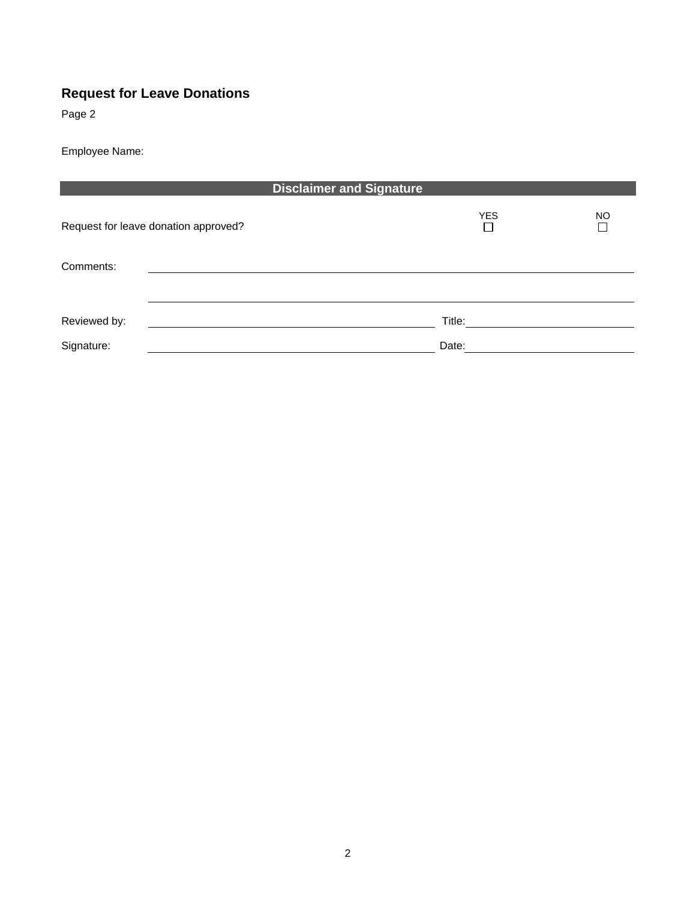## Request for Leave Donations

Page 2

Employee Name:

### Disclaimer and Signature

| | YES | NO |
| --- | --- | --- |
| Request for leave donation approved? | ☐ | ☐ |

Comments: \_\_\_\_\_\_\_\_\_\_\_\_\_\_\_\_\_\_\_\_\_\_\_\_\_\_\_\_\_\_\_\_\_\_\_\_\_\_\_\_\_\_\_\_\_\_\_\_\_\_

\_\_\_\_\_\_\_\_\_\_\_\_\_\_\_\_\_\_\_\_\_\_\_\_\_\_\_\_\_\_\_\_\_\_\_\_\_\_\_\_\_\_\_\_\_\_\_\_\_\_

Reviewed by: \_\_\_\_\_\_\_\_\_\_\_\_\_\_\_\_\_\_\_\_\_\_\_\_\_\_\_\_\_\_ Title: \_\_\_\_\_\_\_\_\_\_\_\_\_\_\_\_\_\_\_\_

Signature: \_\_\_\_\_\_\_\_\_\_\_\_\_\_\_\_\_\_\_\_\_\_\_\_\_\_\_\_\_\_ Date: \_\_\_\_\_\_\_\_\_\_\_\_\_\_\_\_\_\_\_\_